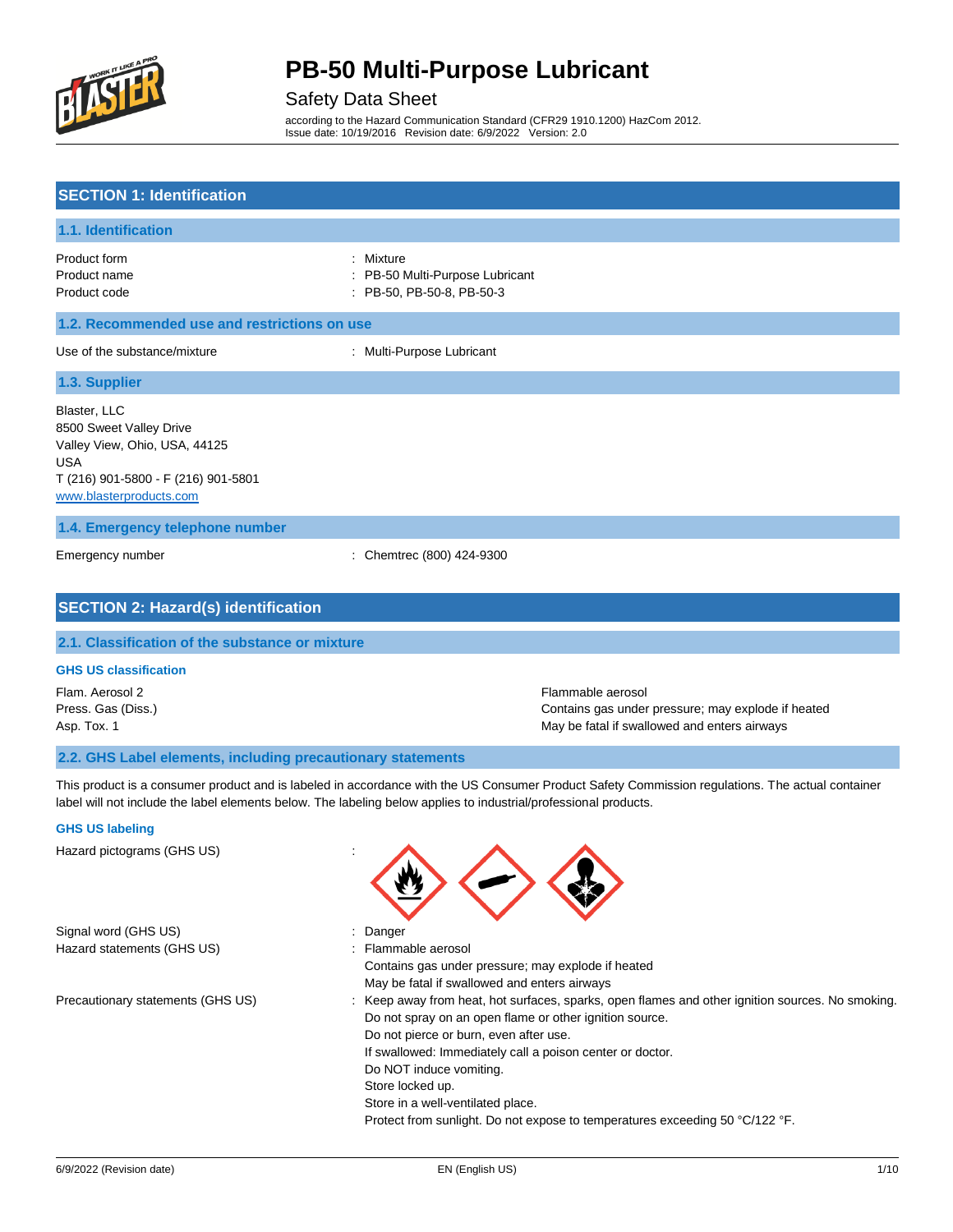# PB-50 Multi-Purpose Lubricant

Safety Data Sheet

according to the Hazard Communication Standard (CFR29 1910.1200) HazCom 2012.
Issue date: 10/19/2016 Revision date: 6/9/2022 Version: 2.0

## SECTION 1: Identification

### 1.1. Identification

| | |
|---|---|
| Product form | : Mixture |
| Product name | : PB-50 Multi-Purpose Lubricant |
| Product code | : PB-50, PB-50-8, PB-50-3 |

### 1.2. Recommended use and restrictions on use

| | |
|---|---|
| Use of the substance/mixture | : Multi-Purpose Lubricant |

### 1.3. Supplier

Blaster, LLC
8500 Sweet Valley Drive
Valley View, Ohio, USA, 44125
USA
T (216) 901-5800 - F (216) 901-5801
www.blasterproducts.com

### 1.4. Emergency telephone number

| | |
|---|---|
| Emergency number | : Chemtrec (800) 424-9300 |

## SECTION 2: Hazard(s) identification

### 2.1. Classification of the substance or mixture

**GHS US classification**

| | |
|---|---|
| Flam. Aerosol 2 | Flammable aerosol |
| Press. Gas (Diss.) | Contains gas under pressure; may explode if heated |
| Asp. Tox. 1 | May be fatal if swallowed and enters airways |

### 2.2. GHS Label elements, including precautionary statements

This product is a consumer product and is labeled in accordance with the US Consumer Product Safety Commission regulations. The actual container label will not include the label elements below. The labeling below applies to industrial/professional products.

**GHS US labeling**

Hazard pictograms (GHS US) :

Signal word (GHS US) : Danger

Hazard statements (GHS US) : Flammable aerosol
Contains gas under pressure; may explode if heated
May be fatal if swallowed and enters airways

Precautionary statements (GHS US) : Keep away from heat, hot surfaces, sparks, open flames and other ignition sources. No smoking.
Do not spray on an open flame or other ignition source.
Do not pierce or burn, even after use.
If swallowed: Immediately call a poison center or doctor.
Do NOT induce vomiting.
Store locked up.
Store in a well-ventilated place.
Protect from sunlight. Do not expose to temperatures exceeding 50 °C/122 °F.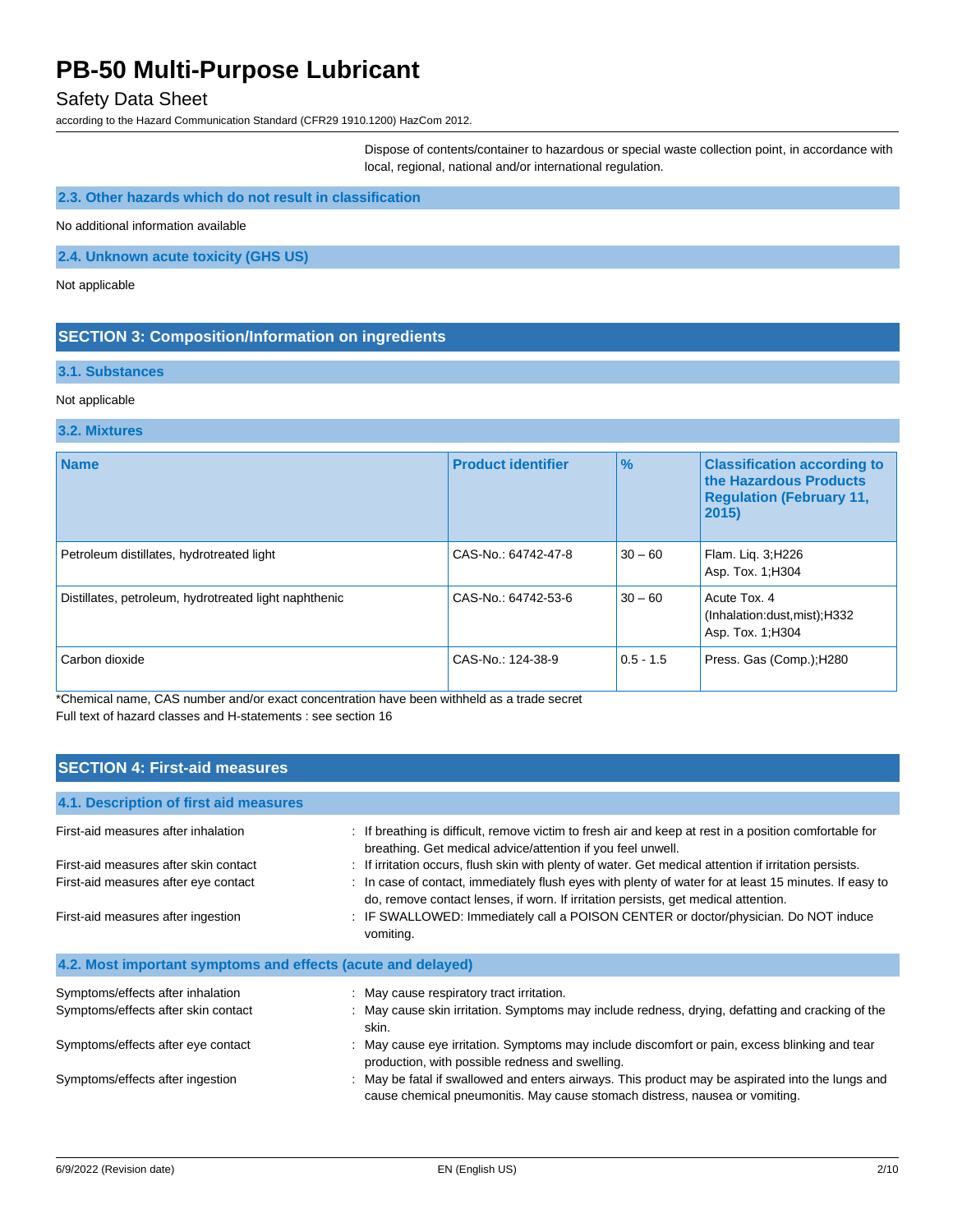Dispose of contents/container to hazardous or special waste collection point, in accordance with local, regional, national and/or international regulation.

### 2.3. Other hazards which do not result in classification

No additional information available

### 2.4. Unknown acute toxicity (GHS US)

Not applicable

## SECTION 3: Composition/Information on ingredients

### 3.1. Substances

Not applicable

### 3.2. Mixtures

| Name | Product identifier | % | Classification according to the Hazardous Products Regulation (February 11, 2015) |
|---|---|---|---|
| Petroleum distillates, hydrotreated light | CAS-No.: 64742-47-8 | 30 – 60 | Flam. Liq. 3;H226<br>Asp. Tox. 1;H304 |
| Distillates, petroleum, hydrotreated light naphthenic | CAS-No.: 64742-53-6 | 30 – 60 | Acute Tox. 4 (Inhalation:dust,mist);H332<br>Asp. Tox. 1;H304 |
| Carbon dioxide | CAS-No.: 124-38-9 | 0.5 - 1.5 | Press. Gas (Comp.);H280 |

*Chemical name, CAS number and/or exact concentration have been withheld as a trade secret

Full text of hazard classes and H-statements : see section 16

## SECTION 4: First-aid measures

### 4.1. Description of first aid measures

First-aid measures after inhalation : If breathing is difficult, remove victim to fresh air and keep at rest in a position comfortable for breathing. Get medical advice/attention if you feel unwell.

First-aid measures after skin contact : If irritation occurs, flush skin with plenty of water. Get medical attention if irritation persists.

First-aid measures after eye contact : In case of contact, immediately flush eyes with plenty of water for at least 15 minutes. If easy to do, remove contact lenses, if worn. If irritation persists, get medical attention.

First-aid measures after ingestion : IF SWALLOWED: Immediately call a POISON CENTER or doctor/physician. Do NOT induce vomiting.

### 4.2. Most important symptoms and effects (acute and delayed)

Symptoms/effects after inhalation : May cause respiratory tract irritation.

Symptoms/effects after skin contact : May cause skin irritation. Symptoms may include redness, drying, defatting and cracking of the skin.

Symptoms/effects after eye contact : May cause eye irritation. Symptoms may include discomfort or pain, excess blinking and tear production, with possible redness and swelling.

Symptoms/effects after ingestion : May be fatal if swallowed and enters airways. This product may be aspirated into the lungs and cause chemical pneumonitis. May cause stomach distress, nausea or vomiting.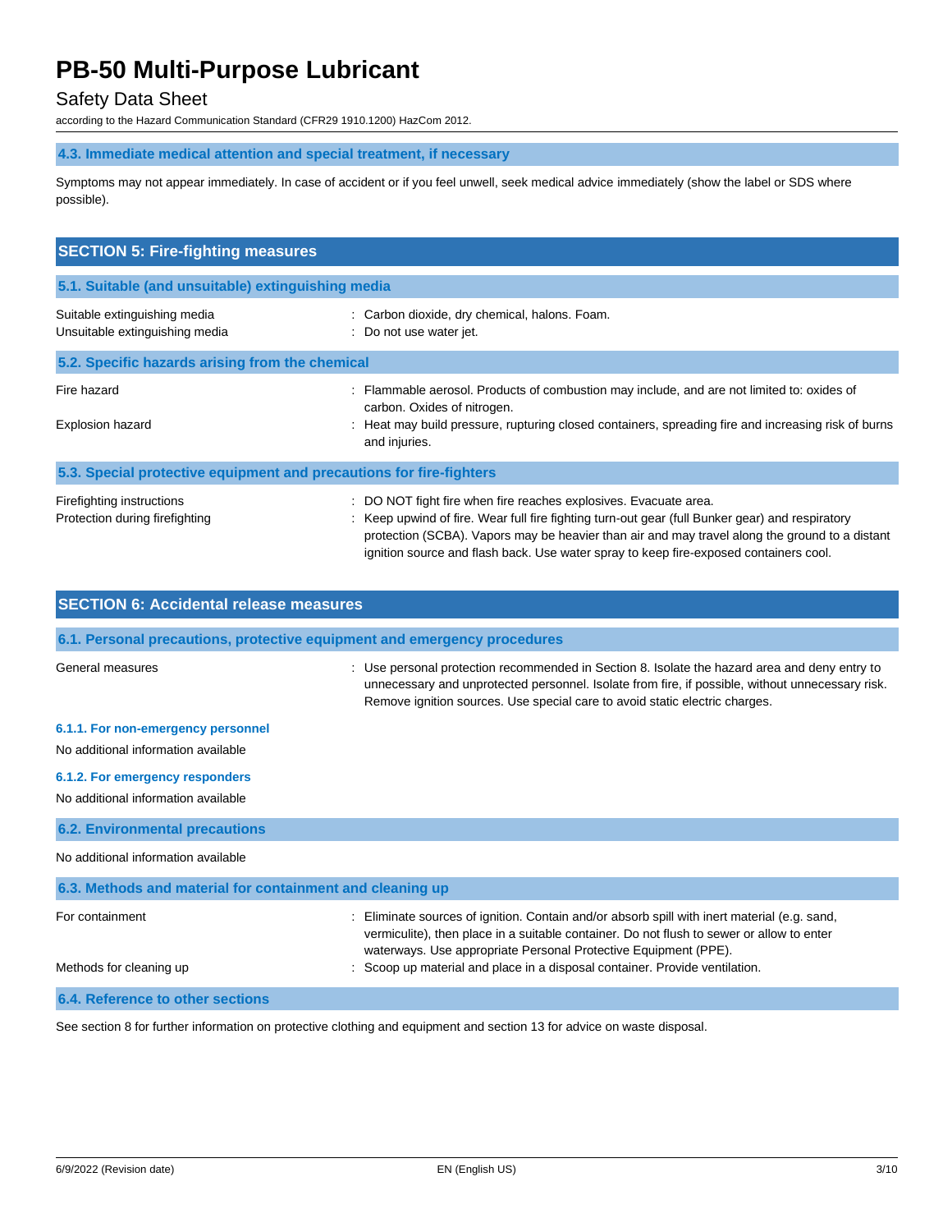### 4.3. Immediate medical attention and special treatment, if necessary

Symptoms may not appear immediately. In case of accident or if you feel unwell, seek medical advice immediately (show the label or SDS where possible).

## SECTION 5: Fire-fighting measures

### 5.1. Suitable (and unsuitable) extinguishing media

| | |
|---|---|
| Suitable extinguishing media | : Carbon dioxide, dry chemical, halons. Foam. |
| Unsuitable extinguishing media | : Do not use water jet. |

### 5.2. Specific hazards arising from the chemical

| | |
|---|---|
| Fire hazard | : Flammable aerosol. Products of combustion may include, and are not limited to: oxides of carbon. Oxides of nitrogen. |
| Explosion hazard | : Heat may build pressure, rupturing closed containers, spreading fire and increasing risk of burns and injuries. |

### 5.3. Special protective equipment and precautions for fire-fighters

| | |
|---|---|
| Firefighting instructions | : DO NOT fight fire when fire reaches explosives. Evacuate area. |
| Protection during firefighting | : Keep upwind of fire. Wear full fire fighting turn-out gear (full Bunker gear) and respiratory protection (SCBA). Vapors may be heavier than air and may travel along the ground to a distant ignition source and flash back. Use water spray to keep fire-exposed containers cool. |

## SECTION 6: Accidental release measures

### 6.1. Personal precautions, protective equipment and emergency procedures

| | |
|---|---|
| General measures | : Use personal protection recommended in Section 8. Isolate the hazard area and deny entry to unnecessary and unprotected personnel. Isolate from fire, if possible, without unnecessary risk. Remove ignition sources. Use special care to avoid static electric charges. |

#### 6.1.1. For non-emergency personnel

No additional information available

#### 6.1.2. For emergency responders

No additional information available

### 6.2. Environmental precautions

No additional information available

### 6.3. Methods and material for containment and cleaning up

| | |
|---|---|
| For containment | : Eliminate sources of ignition. Contain and/or absorb spill with inert material (e.g. sand, vermiculite), then place in a suitable container. Do not flush to sewer or allow to enter waterways. Use appropriate Personal Protective Equipment (PPE). |
| Methods for cleaning up | : Scoop up material and place in a disposal container. Provide ventilation. |

### 6.4. Reference to other sections

See section 8 for further information on protective clothing and equipment and section 13 for advice on waste disposal.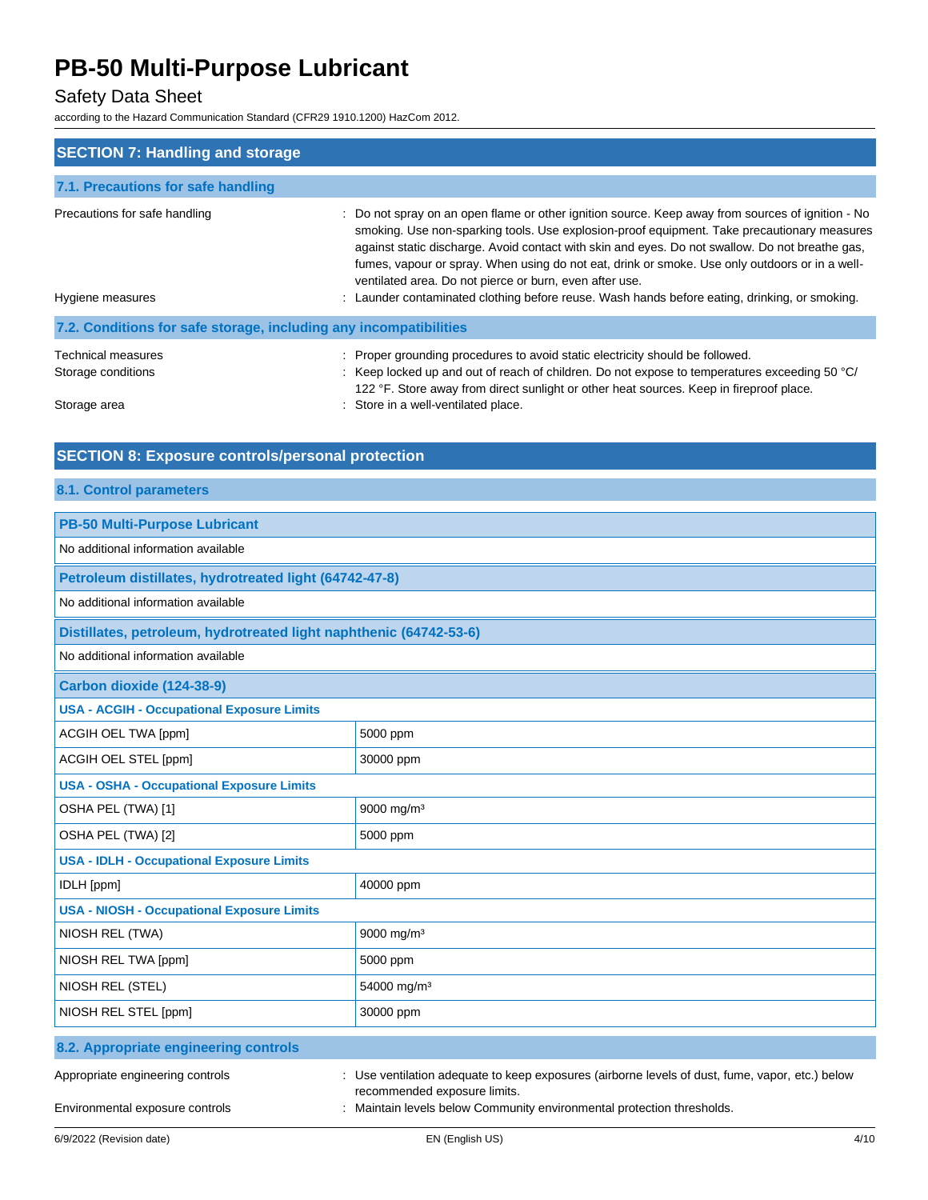# PB-50 Multi-Purpose Lubricant

Safety Data Sheet

according to the Hazard Communication Standard (CFR29 1910.1200) HazCom 2012.

## SECTION 7: Handling and storage

### 7.1. Precautions for safe handling

Precautions for safe handling : Do not spray on an open flame or other ignition source. Keep away from sources of ignition - No smoking. Use non-sparking tools. Use explosion-proof equipment. Take precautionary measures against static discharge. Avoid contact with skin and eyes. Do not swallow. Do not breathe gas, fumes, vapour or spray. When using do not eat, drink or smoke. Use only outdoors or in a well-ventilated area. Do not pierce or burn, even after use.

Hygiene measures : Launder contaminated clothing before reuse. Wash hands before eating, drinking, or smoking.

### 7.2. Conditions for safe storage, including any incompatibilities

Technical measures : Proper grounding procedures to avoid static electricity should be followed.

Storage conditions : Keep locked up and out of reach of children. Do not expose to temperatures exceeding 50 °C/ 122 °F. Store away from direct sunlight or other heat sources. Keep in fireproof place.

Storage area : Store in a well-ventilated place.

## SECTION 8: Exposure controls/personal protection

### 8.1. Control parameters

| | |
|---|---|
| **PB-50 Multi-Purpose Lubricant** | |
| No additional information available | |
| **Petroleum distillates, hydrotreated light (64742-47-8)** | |
| No additional information available | |
| **Distillates, petroleum, hydrotreated light naphthenic (64742-53-6)** | |
| No additional information available | |
| **Carbon dioxide (124-38-9)** | |
| **USA - ACGIH - Occupational Exposure Limits** | |
| ACGIH OEL TWA [ppm] | 5000 ppm |
| ACGIH OEL STEL [ppm] | 30000 ppm |
| **USA - OSHA - Occupational Exposure Limits** | |
| OSHA PEL (TWA) [1] | 9000 mg/m³ |
| OSHA PEL (TWA) [2] | 5000 ppm |
| **USA - IDLH - Occupational Exposure Limits** | |
| IDLH [ppm] | 40000 ppm |
| **USA - NIOSH - Occupational Exposure Limits** | |
| NIOSH REL (TWA) | 9000 mg/m³ |
| NIOSH REL TWA [ppm] | 5000 ppm |
| NIOSH REL (STEL) | 54000 mg/m³ |
| NIOSH REL STEL [ppm] | 30000 ppm |

### 8.2. Appropriate engineering controls

Appropriate engineering controls : Use ventilation adequate to keep exposures (airborne levels of dust, fume, vapor, etc.) below recommended exposure limits.

Environmental exposure controls : Maintain levels below Community environmental protection thresholds.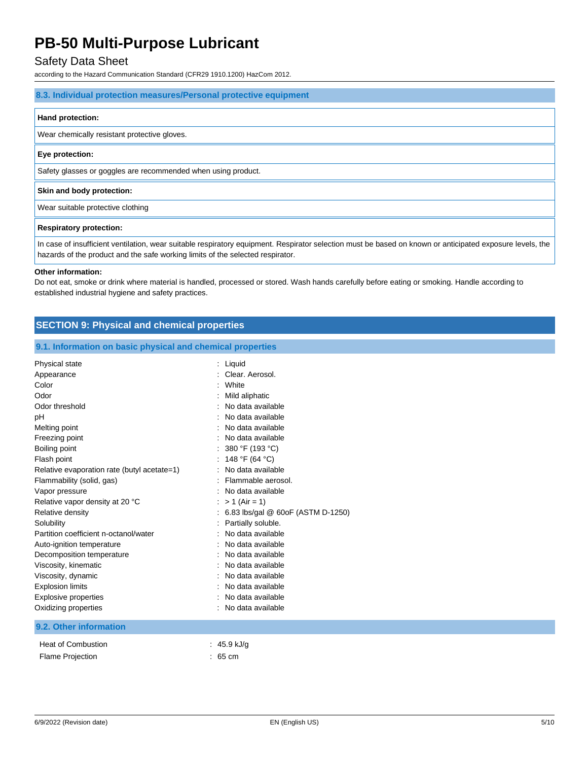### 8.3. Individual protection measures/Personal protective equipment

**Hand protection:**

Wear chemically resistant protective gloves.

**Eye protection:**

Safety glasses or goggles are recommended when using product.

**Skin and body protection:**

Wear suitable protective clothing

**Respiratory protection:**

In case of insufficient ventilation, wear suitable respiratory equipment. Respirator selection must be based on known or anticipated exposure levels, the hazards of the product and the safe working limits of the selected respirator.

**Other information:**

Do not eat, smoke or drink where material is handled, processed or stored. Wash hands carefully before eating or smoking. Handle according to established industrial hygiene and safety practices.

## SECTION 9: Physical and chemical properties

### 9.1. Information on basic physical and chemical properties

| | |
|---|---|
| Physical state | : Liquid |
| Appearance | : Clear. Aerosol. |
| Color | : White |
| Odor | : Mild aliphatic |
| Odor threshold | : No data available |
| pH | : No data available |
| Melting point | : No data available |
| Freezing point | : No data available |
| Boiling point | : 380 °F (193 °C) |
| Flash point | : 148 °F (64 °C) |
| Relative evaporation rate (butyl acetate=1) | : No data available |
| Flammability (solid, gas) | : Flammable aerosol. |
| Vapor pressure | : No data available |
| Relative vapor density at 20 °C | : > 1 (Air = 1) |
| Relative density | : 6.83 lbs/gal @ 60oF (ASTM D-1250) |
| Solubility | : Partially soluble. |
| Partition coefficient n-octanol/water | : No data available |
| Auto-ignition temperature | : No data available |
| Decomposition temperature | : No data available |
| Viscosity, kinematic | : No data available |
| Viscosity, dynamic | : No data available |
| Explosion limits | : No data available |
| Explosive properties | : No data available |
| Oxidizing properties | : No data available |

### 9.2. Other information

| | |
|---|---|
| Heat of Combustion | : 45.9 kJ/g |
| Flame Projection | : 65 cm |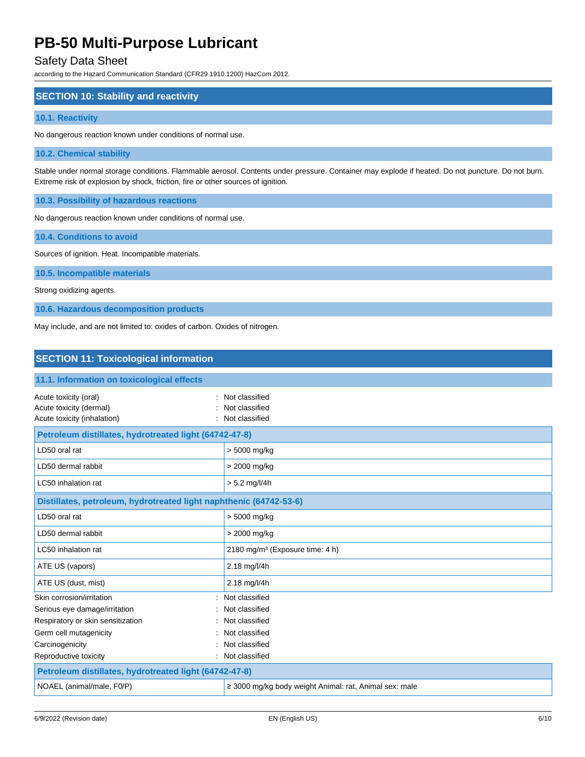## SECTION 10: Stability and reactivity

### 10.1. Reactivity

No dangerous reaction known under conditions of normal use.

### 10.2. Chemical stability

Stable under normal storage conditions. Flammable aerosol. Contents under pressure. Container may explode if heated. Do not puncture. Do not burn. Extreme risk of explosion by shock, friction, fire or other sources of ignition.

### 10.3. Possibility of hazardous reactions

No dangerous reaction known under conditions of normal use.

### 10.4. Conditions to avoid

Sources of ignition. Heat. Incompatible materials.

### 10.5. Incompatible materials

Strong oxidizing agents.

### 10.6. Hazardous decomposition products

May include, and are not limited to: oxides of carbon. Oxides of nitrogen.

## SECTION 11: Toxicological information

### 11.1. Information on toxicological effects

Acute toxicity (oral) : Not classified
Acute toxicity (dermal) : Not classified
Acute toxicity (inhalation) : Not classified

| Petroleum distillates, hydrotreated light (64742-47-8) | |
|---|---|
| LD50 oral rat | > 5000 mg/kg |
| LD50 dermal rabbit | > 2000 mg/kg |
| LC50 inhalation rat | > 5.2 mg/l/4h |

| Distillates, petroleum, hydrotreated light naphthenic (64742-53-6) | |
|---|---|
| LD50 oral rat | > 5000 mg/kg |
| LD50 dermal rabbit | > 2000 mg/kg |
| LC50 inhalation rat | 2180 mg/m³ (Exposure time: 4 h) |
| ATE US (vapors) | 2.18 mg/l/4h |
| ATE US (dust, mist) | 2.18 mg/l/4h |

Skin corrosion/irritation : Not classified
Serious eye damage/irritation : Not classified
Respiratory or skin sensitization : Not classified
Germ cell mutagenicity : Not classified
Carcinogenicity : Not classified
Reproductive toxicity : Not classified

| Petroleum distillates, hydrotreated light (64742-47-8) | |
|---|---|
| NOAEL (animal/male, F0/P) | ≥ 3000 mg/kg body weight Animal: rat, Animal sex: male |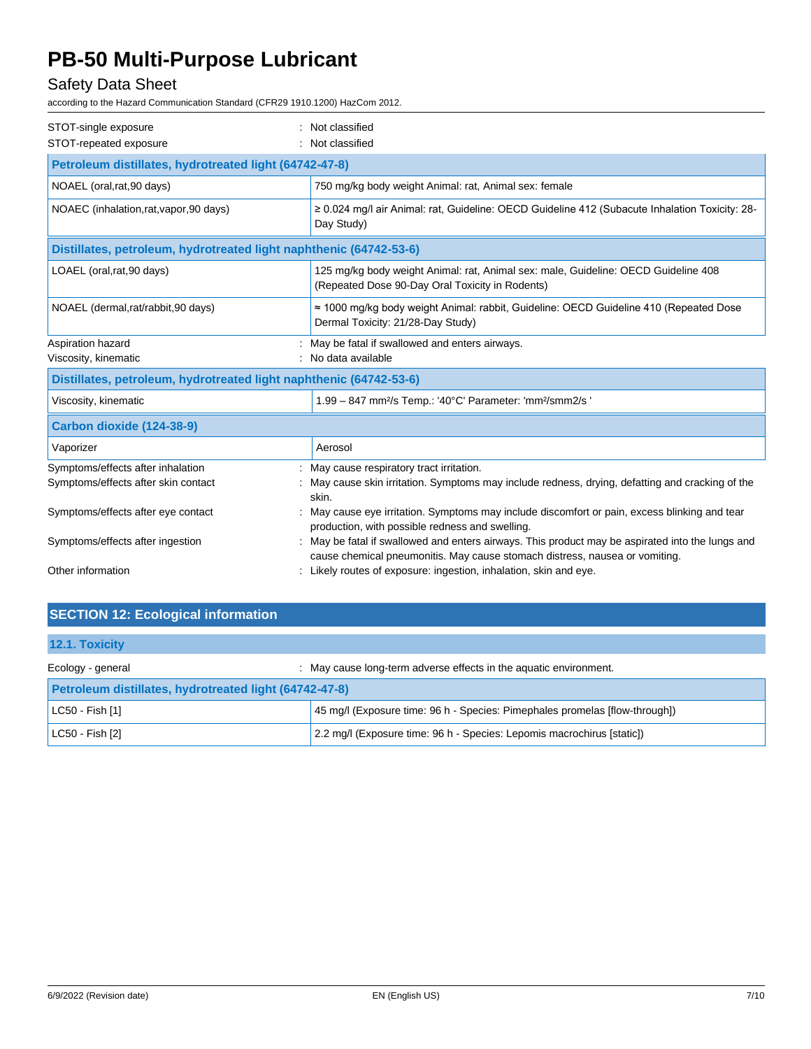| | |
|---|---|
| STOT-single exposure | : Not classified |
| STOT-repeated exposure | : Not classified |

| Petroleum distillates, hydrotreated light (64742-47-8) | |
|---|---|
| NOAEL (oral,rat,90 days) | 750 mg/kg body weight Animal: rat, Animal sex: female |
| NOAEC (inhalation,rat,vapor,90 days) | ≥ 0.024 mg/l air Animal: rat, Guideline: OECD Guideline 412 (Subacute Inhalation Toxicity: 28-Day Study) |

| Distillates, petroleum, hydrotreated light naphthenic (64742-53-6) | |
|---|---|
| LOAEL (oral,rat,90 days) | 125 mg/kg body weight Animal: rat, Animal sex: male, Guideline: OECD Guideline 408 (Repeated Dose 90-Day Oral Toxicity in Rodents) |
| NOAEL (dermal,rat/rabbit,90 days) | ≈ 1000 mg/kg body weight Animal: rabbit, Guideline: OECD Guideline 410 (Repeated Dose Dermal Toxicity: 21/28-Day Study) |

| | |
|---|---|
| Aspiration hazard | : May be fatal if swallowed and enters airways. |
| Viscosity, kinematic | : No data available |

| Distillates, petroleum, hydrotreated light naphthenic (64742-53-6) | |
|---|---|
| Viscosity, kinematic | 1.99 – 847 mm²/s Temp.: '40°C' Parameter: 'mm²/smm2/s ' |

| Carbon dioxide (124-38-9) | |
|---|---|
| Vaporizer | Aerosol |

| | |
|---|---|
| Symptoms/effects after inhalation | : May cause respiratory tract irritation. |
| Symptoms/effects after skin contact | : May cause skin irritation. Symptoms may include redness, drying, defatting and cracking of the skin. |
| Symptoms/effects after eye contact | : May cause eye irritation. Symptoms may include discomfort or pain, excess blinking and tear production, with possible redness and swelling. |
| Symptoms/effects after ingestion | : May be fatal if swallowed and enters airways. This product may be aspirated into the lungs and cause chemical pneumonitis. May cause stomach distress, nausea or vomiting. |
| Other information | : Likely routes of exposure: ingestion, inhalation, skin and eye. |

## SECTION 12: Ecological information

### 12.1. Toxicity

| | |
|---|---|
| Ecology - general | : May cause long-term adverse effects in the aquatic environment. |

| Petroleum distillates, hydrotreated light (64742-47-8) | |
|---|---|
| LC50 - Fish [1] | 45 mg/l (Exposure time: 96 h - Species: Pimephales promelas [flow-through]) |
| LC50 - Fish [2] | 2.2 mg/l (Exposure time: 96 h - Species: Lepomis macrochirus [static]) |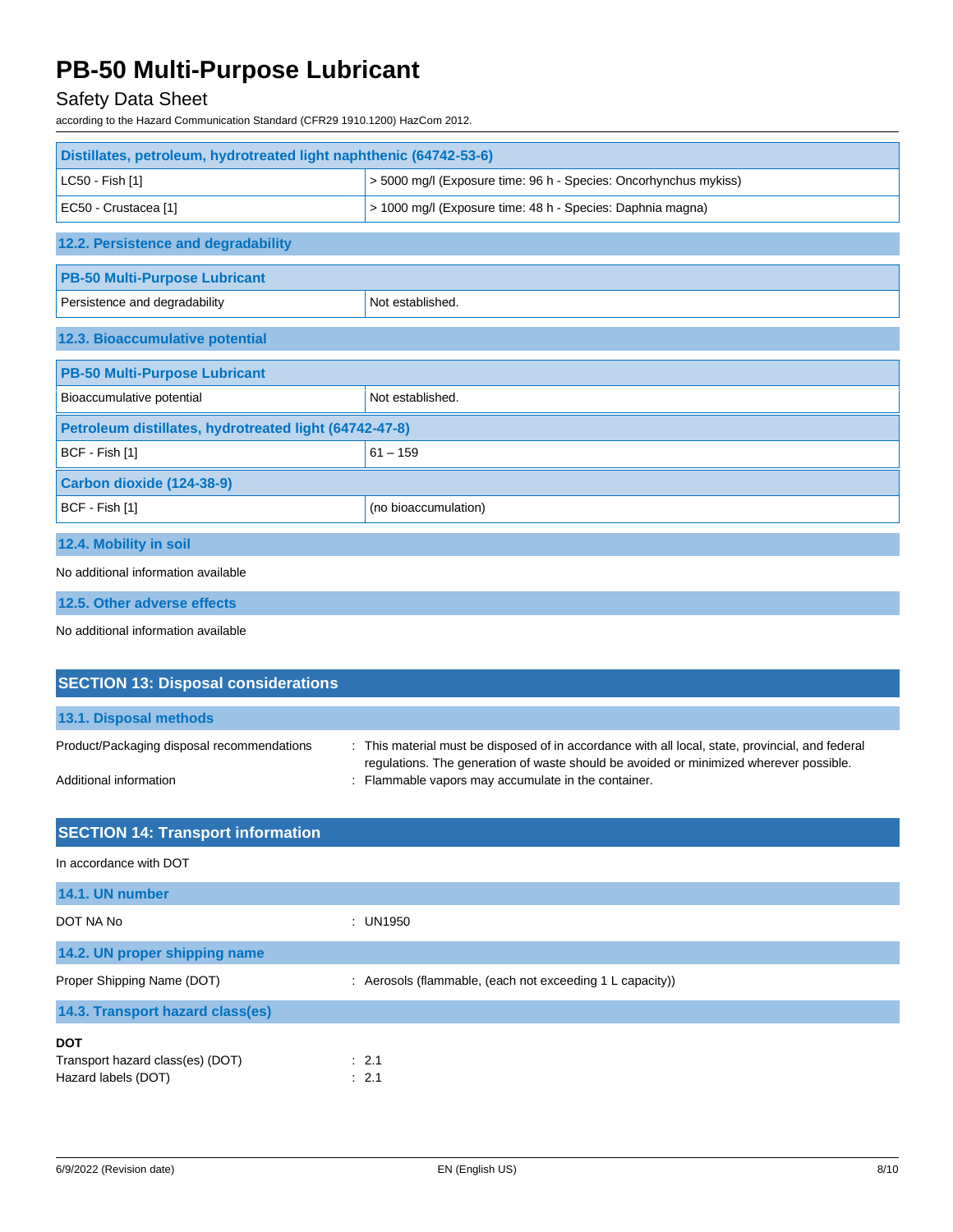| Distillates, petroleum, hydrotreated light naphthenic (64742-53-6) | |
|---|---|
| LC50 - Fish [1] | > 5000 mg/l (Exposure time: 96 h - Species: Oncorhynchus mykiss) |
| EC50 - Crustacea [1] | > 1000 mg/l (Exposure time: 48 h - Species: Daphnia magna) |

### 12.2. Persistence and degradability

| PB-50 Multi-Purpose Lubricant | |
|---|---|
| Persistence and degradability | Not established. |

### 12.3. Bioaccumulative potential

| PB-50 Multi-Purpose Lubricant | |
|---|---|
| Bioaccumulative potential | Not established. |
| **Petroleum distillates, hydrotreated light (64742-47-8)** | |
| BCF - Fish [1] | 61 – 159 |
| **Carbon dioxide (124-38-9)** | |
| BCF - Fish [1] | (no bioaccumulation) |

### 12.4. Mobility in soil

No additional information available

### 12.5. Other adverse effects

No additional information available

## SECTION 13: Disposal considerations

### 13.1. Disposal methods

Product/Packaging disposal recommendations : This material must be disposed of in accordance with all local, state, provincial, and federal regulations. The generation of waste should be avoided or minimized wherever possible.

Additional information : Flammable vapors may accumulate in the container.

## SECTION 14: Transport information

In accordance with DOT

### 14.1. UN number

DOT NA No : UN1950

### 14.2. UN proper shipping name

Proper Shipping Name (DOT) : Aerosols (flammable, (each not exceeding 1 L capacity))

### 14.3. Transport hazard class(es)

**DOT**

Transport hazard class(es) (DOT) : 2.1

Hazard labels (DOT) : 2.1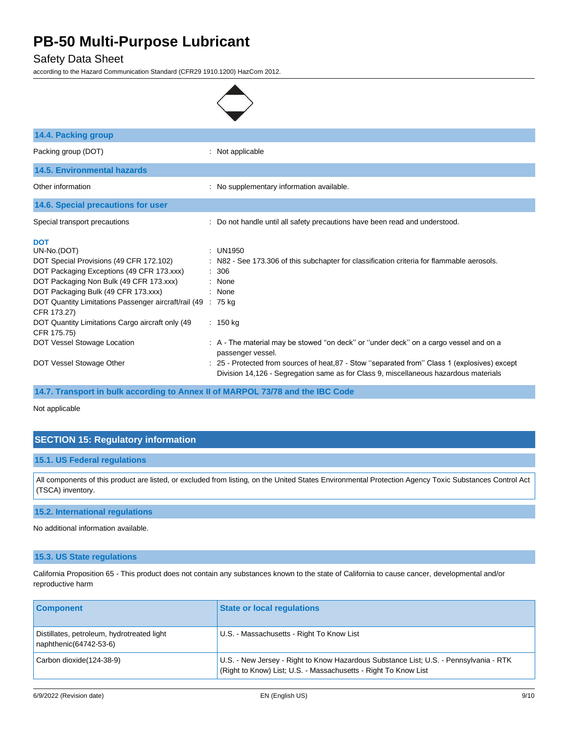### 14.4. Packing group

Packing group (DOT) : Not applicable

### 14.5. Environmental hazards

Other information : No supplementary information available.

### 14.6. Special precautions for user

Special transport precautions : Do not handle until all safety precautions have been read and understood.

**DOT**

UN-No.(DOT) : UN1950

DOT Special Provisions (49 CFR 172.102) : N82 - See 173.306 of this subchapter for classification criteria for flammable aerosols.

DOT Packaging Exceptions (49 CFR 173.xxx) : 306

DOT Packaging Non Bulk (49 CFR 173.xxx) : None

DOT Packaging Bulk (49 CFR 173.xxx) : None

DOT Quantity Limitations Passenger aircraft/rail (49 CFR 173.27) : 75 kg

DOT Quantity Limitations Cargo aircraft only (49 CFR 175.75) : 150 kg

DOT Vessel Stowage Location : A - The material may be stowed ''on deck'' or ''under deck'' on a cargo vessel and on a passenger vessel.

DOT Vessel Stowage Other : 25 - Protected from sources of heat,87 - Stow ''separated from'' Class 1 (explosives) except Division 14,126 - Segregation same as for Class 9, miscellaneous hazardous materials

### 14.7. Transport in bulk according to Annex II of MARPOL 73/78 and the IBC Code

Not applicable

## SECTION 15: Regulatory information

### 15.1. US Federal regulations

All components of this product are listed, or excluded from listing, on the United States Environmental Protection Agency Toxic Substances Control Act (TSCA) inventory.

### 15.2. International regulations

No additional information available.

### 15.3. US State regulations

California Proposition 65 - This product does not contain any substances known to the state of California to cause cancer, developmental and/or reproductive harm

| Component | State or local regulations |
|---|---|
| Distillates, petroleum, hydrotreated light naphthenic(64742-53-6) | U.S. - Massachusetts - Right To Know List |
| Carbon dioxide(124-38-9) | U.S. - New Jersey - Right to Know Hazardous Substance List; U.S. - Pennsylvania - RTK (Right to Know) List; U.S. - Massachusetts - Right To Know List |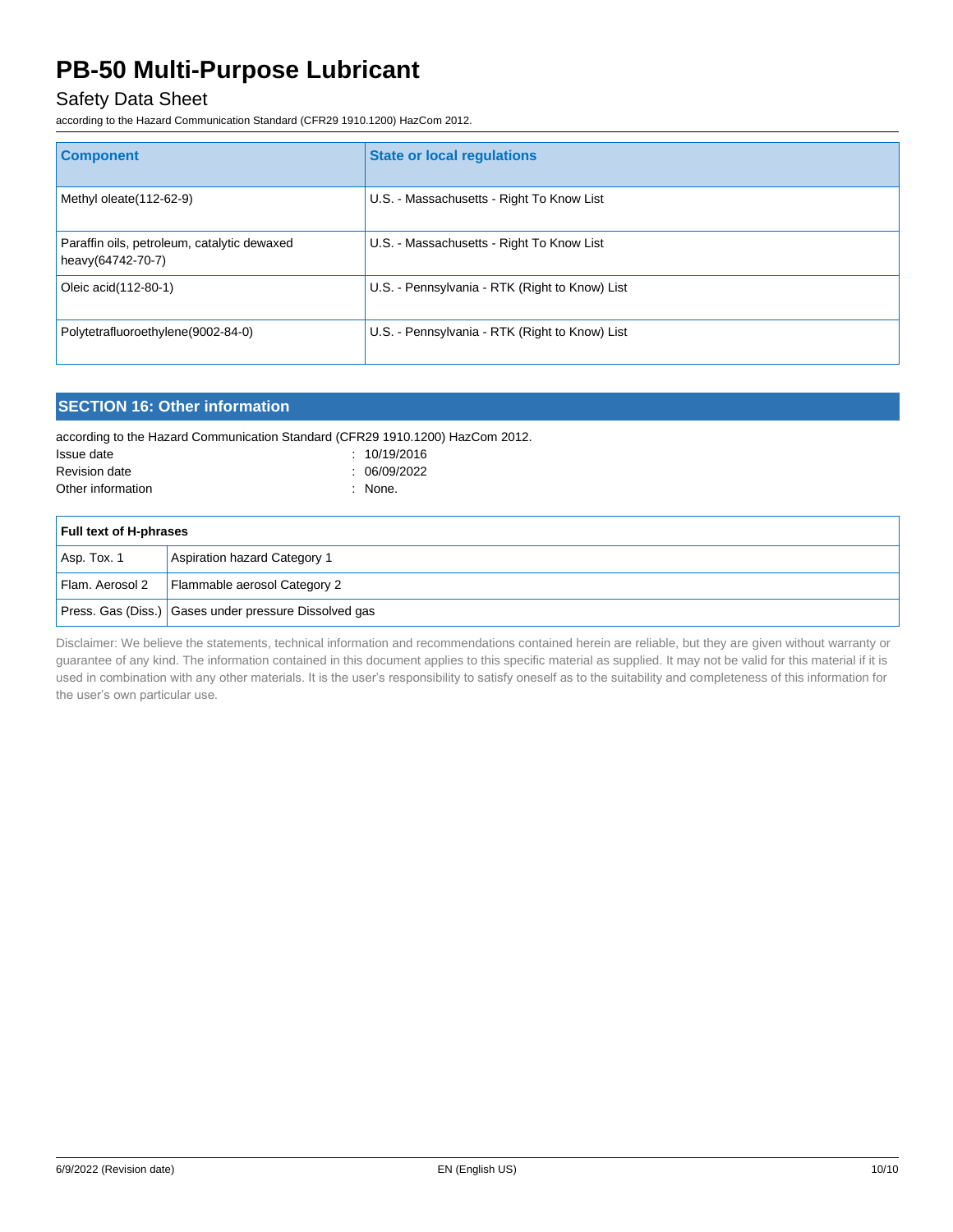| Component | State or local regulations |
| --- | --- |
| Methyl oleate(112-62-9) | U.S. - Massachusetts - Right To Know List |
| Paraffin oils, petroleum, catalytic dewaxed heavy(64742-70-7) | U.S. - Massachusetts - Right To Know List |
| Oleic acid(112-80-1) | U.S. - Pennsylvania - RTK (Right to Know) List |
| Polytetrafluoroethylene(9002-84-0) | U.S. - Pennsylvania - RTK (Right to Know) List |

## SECTION 16: Other information

according to the Hazard Communication Standard (CFR29 1910.1200) HazCom 2012.

Issue date : 10/19/2016

Revision date : 06/09/2022

Other information : None.

| Full text of H-phrases | |
| --- | --- |
| Asp. Tox. 1 | Aspiration hazard Category 1 |
| Flam. Aerosol 2 | Flammable aerosol Category 2 |
| Press. Gas (Diss.) | Gases under pressure Dissolved gas |

Disclaimer: We believe the statements, technical information and recommendations contained herein are reliable, but they are given without warranty or guarantee of any kind. The information contained in this document applies to this specific material as supplied. It may not be valid for this material if it is used in combination with any other materials. It is the user's responsibility to satisfy oneself as to the suitability and completeness of this information for the user's own particular use.